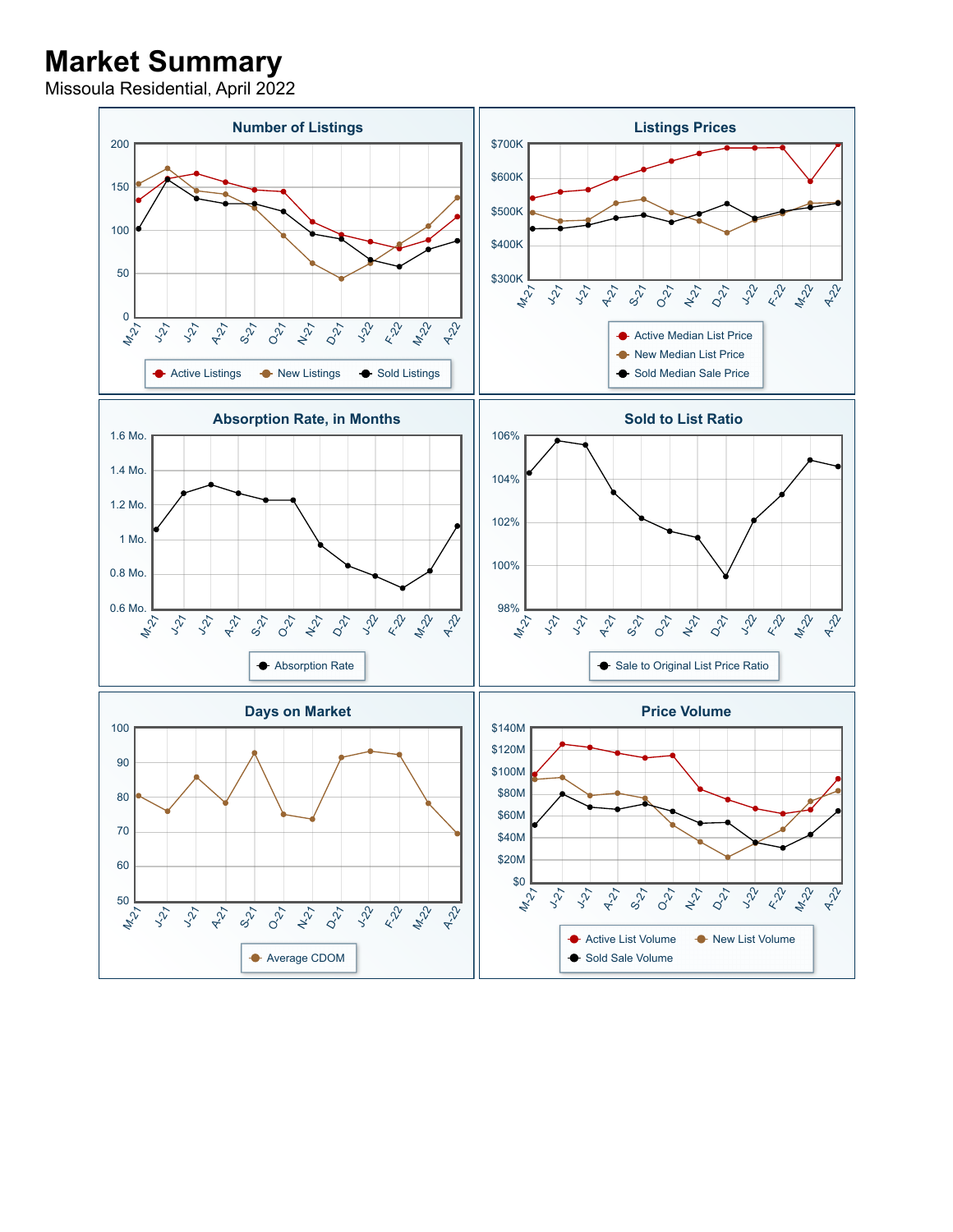# Market Summary

Missoula Residential, April 2022

### Number of Listings

200, 150, 100, 50, 0

M-21, J-21, J-21, A-21, S-21, O-21, N-21, D-21, J-22, F-22, M-22, A-22

Active Listings | New Listings | Sold Listings

### Listings Prices

$700K, $600K, $500K, $400K, $300K

M-21, J-21, J-21, A-21, S-21, O-21, N-21, D-21, J-22, F-22, M-22, A-22

Active Median List Price | New Median List Price | Sold Median Sale Price

### Absorption Rate, in Months

1.6 Mo., 1.4 Mo., 1.2 Mo., 1 Mo., 0.8 Mo., 0.6 Mo.

M-21, J-21, J-21, A-21, S-21, O-21, N-21, D-21, J-22, F-22, M-22, A-22

Absorption Rate

### Sold to List Ratio

106%, 104%, 102%, 100%, 98%

M-21, J-21, J-21, A-21, S-21, O-21, N-21, D-21, J-22, F-22, M-22, A-22

Sale to Original List Price Ratio

### Days on Market

100, 90, 80, 70, 60, 50

M-21, J-21, J-21, A-21, S-21, O-21, N-21, D-21, J-22, F-22, M-22, A-22

Average CDOM

### Price Volume

$140M, $120M, $100M, $80M, $60M, $40M, $20M, $0

M-21, J-21, J-21, A-21, S-21, O-21, N-21, D-21, J-22, F-22, M-22, A-22

Active List Volume | New List Volume | Sold Sale Volume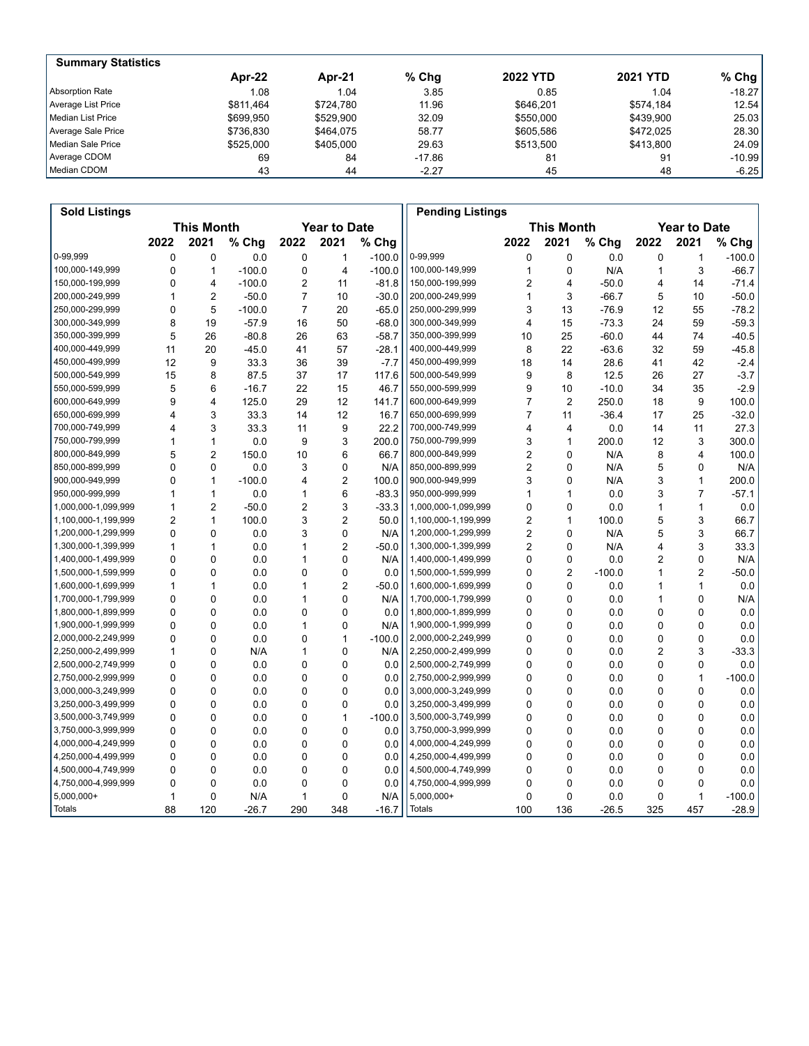## Summary Statistics

| | Apr-22 | Apr-21 | % Chg | 2022 YTD | 2021 YTD | % Chg |
|---|---|---|---|---|---|---|
| Absorption Rate | 1.08 | 1.04 | 3.85 | 0.85 | 1.04 | -18.27 |
| Average List Price | $811,464 | $724,780 | 11.96 | $646,201 | $574,184 | 12.54 |
| Median List Price | $699,950 | $529,900 | 32.09 | $550,000 | $439,900 | 25.03 |
| Average Sale Price | $736,830 | $464,075 | 58.77 | $605,586 | $472,025 | 28.30 |
| Median Sale Price | $525,000 | $405,000 | 29.63 | $513,500 | $413,800 | 24.09 |
| Average CDOM | 69 | 84 | -17.86 | 81 | 91 | -10.99 |
| Median CDOM | 43 | 44 | -2.27 | 45 | 48 | -6.25 |

## Sold Listings

| | This Month | | | Year to Date | | |
|---|---|---|---|---|---|---|
| | 2022 | 2021 | % Chg | 2022 | 2021 | % Chg |
| 0-99,999 | 0 | 0 | 0.0 | 0 | 1 | -100.0 |
| 100,000-149,999 | 0 | 1 | -100.0 | 0 | 4 | -100.0 |
| 150,000-199,999 | 0 | 4 | -100.0 | 2 | 11 | -81.8 |
| 200,000-249,999 | 1 | 2 | -50.0 | 7 | 10 | -30.0 |
| 250,000-299,999 | 0 | 5 | -100.0 | 7 | 20 | -65.0 |
| 300,000-349,999 | 8 | 19 | -57.9 | 16 | 50 | -68.0 |
| 350,000-399,999 | 5 | 26 | -80.8 | 26 | 63 | -58.7 |
| 400,000-449,999 | 11 | 20 | -45.0 | 41 | 57 | -28.1 |
| 450,000-499,999 | 12 | 9 | 33.3 | 36 | 39 | -7.7 |
| 500,000-549,999 | 15 | 8 | 87.5 | 37 | 17 | 117.6 |
| 550,000-599,999 | 5 | 6 | -16.7 | 22 | 15 | 46.7 |
| 600,000-649,999 | 9 | 4 | 125.0 | 29 | 12 | 141.7 |
| 650,000-699,999 | 4 | 3 | 33.3 | 14 | 12 | 16.7 |
| 700,000-749,999 | 4 | 3 | 33.3 | 11 | 9 | 22.2 |
| 750,000-799,999 | 1 | 1 | 0.0 | 9 | 3 | 200.0 |
| 800,000-849,999 | 5 | 2 | 150.0 | 10 | 6 | 66.7 |
| 850,000-899,999 | 0 | 0 | 0.0 | 3 | 0 | N/A |
| 900,000-949,999 | 0 | 1 | -100.0 | 4 | 2 | 100.0 |
| 950,000-999,999 | 1 | 1 | 0.0 | 1 | 6 | -83.3 |
| 1,000,000-1,099,999 | 1 | 2 | -50.0 | 2 | 3 | -33.3 |
| 1,100,000-1,199,999 | 2 | 1 | 100.0 | 3 | 2 | 50.0 |
| 1,200,000-1,299,999 | 0 | 0 | 0.0 | 3 | 0 | N/A |
| 1,300,000-1,399,999 | 1 | 1 | 0.0 | 1 | 2 | -50.0 |
| 1,400,000-1,499,999 | 0 | 0 | 0.0 | 1 | 0 | N/A |
| 1,500,000-1,599,999 | 0 | 0 | 0.0 | 0 | 0 | 0.0 |
| 1,600,000-1,699,999 | 1 | 1 | 0.0 | 1 | 2 | -50.0 |
| 1,700,000-1,799,999 | 0 | 0 | 0.0 | 1 | 0 | N/A |
| 1,800,000-1,899,999 | 0 | 0 | 0.0 | 0 | 0 | 0.0 |
| 1,900,000-1,999,999 | 0 | 0 | 0.0 | 1 | 0 | N/A |
| 2,000,000-2,249,999 | 0 | 0 | 0.0 | 0 | 1 | -100.0 |
| 2,250,000-2,499,999 | 1 | 0 | N/A | 1 | 0 | N/A |
| 2,500,000-2,749,999 | 0 | 0 | 0.0 | 0 | 0 | 0.0 |
| 2,750,000-2,999,999 | 0 | 0 | 0.0 | 0 | 0 | 0.0 |
| 3,000,000-3,249,999 | 0 | 0 | 0.0 | 0 | 0 | 0.0 |
| 3,250,000-3,499,999 | 0 | 0 | 0.0 | 0 | 0 | 0.0 |
| 3,500,000-3,749,999 | 0 | 0 | 0.0 | 0 | 1 | -100.0 |
| 3,750,000-3,999,999 | 0 | 0 | 0.0 | 0 | 0 | 0.0 |
| 4,000,000-4,249,999 | 0 | 0 | 0.0 | 0 | 0 | 0.0 |
| 4,250,000-4,499,999 | 0 | 0 | 0.0 | 0 | 0 | 0.0 |
| 4,500,000-4,749,999 | 0 | 0 | 0.0 | 0 | 0 | 0.0 |
| 4,750,000-4,999,999 | 0 | 0 | 0.0 | 0 | 0 | 0.0 |
| 5,000,000+ | 1 | 0 | N/A | 1 | 0 | N/A |
| Totals | 88 | 120 | -26.7 | 290 | 348 | -16.7 |

## Pending Listings

| | This Month | | | Year to Date | | |
|---|---|---|---|---|---|---|
| | 2022 | 2021 | % Chg | 2022 | 2021 | % Chg |
| 0-99,999 | 0 | 0 | 0.0 | 0 | 1 | -100.0 |
| 100,000-149,999 | 1 | 0 | N/A | 1 | 3 | -66.7 |
| 150,000-199,999 | 2 | 4 | -50.0 | 4 | 14 | -71.4 |
| 200,000-249,999 | 1 | 3 | -66.7 | 5 | 10 | -50.0 |
| 250,000-299,999 | 3 | 13 | -76.9 | 12 | 55 | -78.2 |
| 300,000-349,999 | 4 | 15 | -73.3 | 24 | 59 | -59.3 |
| 350,000-399,999 | 10 | 25 | -60.0 | 44 | 74 | -40.5 |
| 400,000-449,999 | 8 | 22 | -63.6 | 32 | 59 | -45.8 |
| 450,000-499,999 | 18 | 14 | 28.6 | 41 | 42 | -2.4 |
| 500,000-549,999 | 9 | 8 | 12.5 | 26 | 27 | -3.7 |
| 550,000-599,999 | 9 | 10 | -10.0 | 34 | 35 | -2.9 |
| 600,000-649,999 | 7 | 2 | 250.0 | 18 | 9 | 100.0 |
| 650,000-699,999 | 7 | 11 | -36.4 | 17 | 25 | -32.0 |
| 700,000-749,999 | 4 | 4 | 0.0 | 14 | 11 | 27.3 |
| 750,000-799,999 | 3 | 1 | 200.0 | 12 | 3 | 300.0 |
| 800,000-849,999 | 2 | 0 | N/A | 8 | 4 | 100.0 |
| 850,000-899,999 | 2 | 0 | N/A | 5 | 0 | N/A |
| 900,000-949,999 | 3 | 0 | N/A | 3 | 1 | 200.0 |
| 950,000-999,999 | 1 | 1 | 0.0 | 3 | 7 | -57.1 |
| 1,000,000-1,099,999 | 0 | 0 | 0.0 | 1 | 1 | 0.0 |
| 1,100,000-1,199,999 | 2 | 1 | 100.0 | 5 | 3 | 66.7 |
| 1,200,000-1,299,999 | 2 | 0 | N/A | 5 | 3 | 66.7 |
| 1,300,000-1,399,999 | 2 | 0 | N/A | 4 | 3 | 33.3 |
| 1,400,000-1,499,999 | 0 | 0 | 0.0 | 2 | 0 | N/A |
| 1,500,000-1,599,999 | 0 | 2 | -100.0 | 1 | 2 | -50.0 |
| 1,600,000-1,699,999 | 0 | 0 | 0.0 | 1 | 1 | 0.0 |
| 1,700,000-1,799,999 | 0 | 0 | 0.0 | 1 | 0 | N/A |
| 1,800,000-1,899,999 | 0 | 0 | 0.0 | 0 | 0 | 0.0 |
| 1,900,000-1,999,999 | 0 | 0 | 0.0 | 0 | 0 | 0.0 |
| 2,000,000-2,249,999 | 0 | 0 | 0.0 | 0 | 0 | 0.0 |
| 2,250,000-2,499,999 | 0 | 0 | 0.0 | 2 | 3 | -33.3 |
| 2,500,000-2,749,999 | 0 | 0 | 0.0 | 0 | 0 | 0.0 |
| 2,750,000-2,999,999 | 0 | 0 | 0.0 | 0 | 1 | -100.0 |
| 3,000,000-3,249,999 | 0 | 0 | 0.0 | 0 | 0 | 0.0 |
| 3,250,000-3,499,999 | 0 | 0 | 0.0 | 0 | 0 | 0.0 |
| 3,500,000-3,749,999 | 0 | 0 | 0.0 | 0 | 0 | 0.0 |
| 3,750,000-3,999,999 | 0 | 0 | 0.0 | 0 | 0 | 0.0 |
| 4,000,000-4,249,999 | 0 | 0 | 0.0 | 0 | 0 | 0.0 |
| 4,250,000-4,499,999 | 0 | 0 | 0.0 | 0 | 0 | 0.0 |
| 4,500,000-4,749,999 | 0 | 0 | 0.0 | 0 | 0 | 0.0 |
| 4,750,000-4,999,999 | 0 | 0 | 0.0 | 0 | 0 | 0.0 |
| 5,000,000+ | 0 | 0 | 0.0 | 0 | 1 | -100.0 |
| Totals | 100 | 136 | -26.5 | 325 | 457 | -28.9 |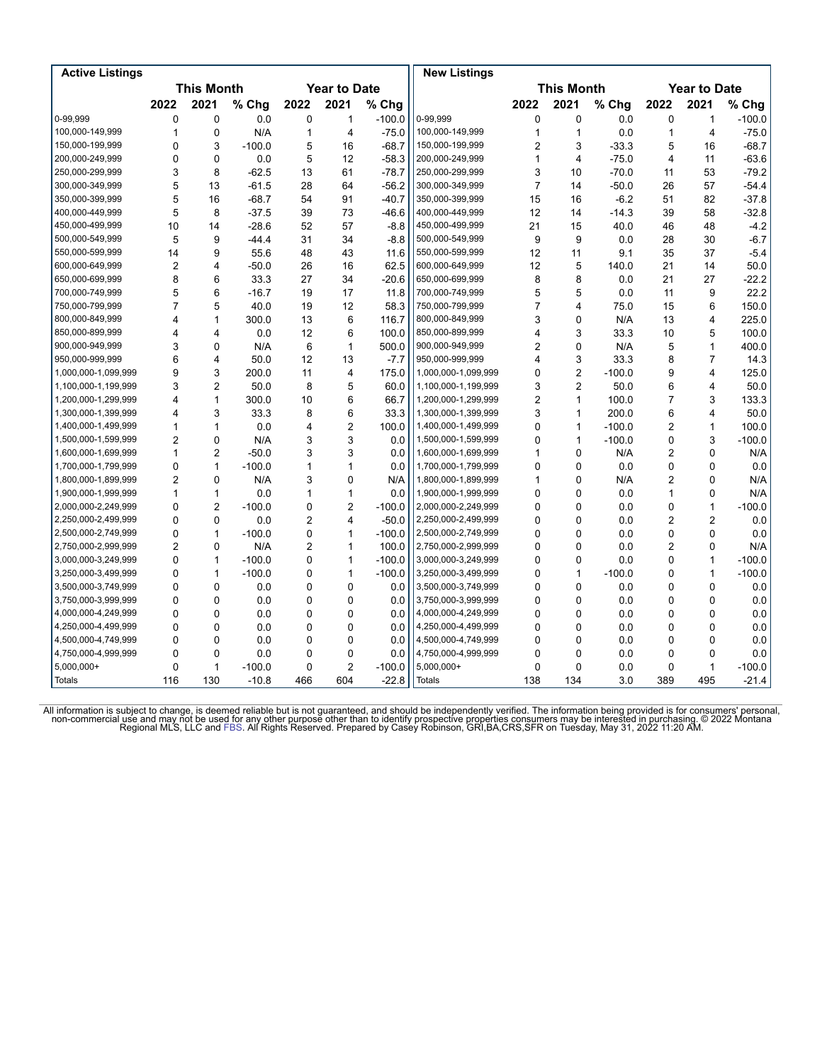## Active Listings

| | This Month | | | Year to Date | | |
|---|---|---|---|---|---|---|
| | 2022 | 2021 | % Chg | 2022 | 2021 | % Chg |
| 0-99,999 | 0 | 0 | 0.0 | 0 | 1 | -100.0 |
| 100,000-149,999 | 1 | 0 | N/A | 1 | 4 | -75.0 |
| 150,000-199,999 | 0 | 3 | -100.0 | 5 | 16 | -68.7 |
| 200,000-249,999 | 0 | 0 | 0.0 | 5 | 12 | -58.3 |
| 250,000-299,999 | 3 | 8 | -62.5 | 13 | 61 | -78.7 |
| 300,000-349,999 | 5 | 13 | -61.5 | 28 | 64 | -56.2 |
| 350,000-399,999 | 5 | 16 | -68.7 | 54 | 91 | -40.7 |
| 400,000-449,999 | 5 | 8 | -37.5 | 39 | 73 | -46.6 |
| 450,000-499,999 | 10 | 14 | -28.6 | 52 | 57 | -8.8 |
| 500,000-549,999 | 5 | 9 | -44.4 | 31 | 34 | -8.8 |
| 550,000-599,999 | 14 | 9 | 55.6 | 48 | 43 | 11.6 |
| 600,000-649,999 | 2 | 4 | -50.0 | 26 | 16 | 62.5 |
| 650,000-699,999 | 8 | 6 | 33.3 | 27 | 34 | -20.6 |
| 700,000-749,999 | 5 | 6 | -16.7 | 19 | 17 | 11.8 |
| 750,000-799,999 | 7 | 5 | 40.0 | 19 | 12 | 58.3 |
| 800,000-849,999 | 4 | 1 | 300.0 | 13 | 6 | 116.7 |
| 850,000-899,999 | 4 | 4 | 0.0 | 12 | 6 | 100.0 |
| 900,000-949,999 | 3 | 0 | N/A | 6 | 1 | 500.0 |
| 950,000-999,999 | 6 | 4 | 50.0 | 12 | 13 | -7.7 |
| 1,000,000-1,099,999 | 9 | 3 | 200.0 | 11 | 4 | 175.0 |
| 1,100,000-1,199,999 | 3 | 2 | 50.0 | 8 | 5 | 60.0 |
| 1,200,000-1,299,999 | 4 | 1 | 300.0 | 10 | 6 | 66.7 |
| 1,300,000-1,399,999 | 4 | 3 | 33.3 | 8 | 6 | 33.3 |
| 1,400,000-1,499,999 | 1 | 1 | 0.0 | 4 | 2 | 100.0 |
| 1,500,000-1,599,999 | 2 | 0 | N/A | 3 | 3 | 0.0 |
| 1,600,000-1,699,999 | 1 | 2 | -50.0 | 3 | 3 | 0.0 |
| 1,700,000-1,799,999 | 0 | 1 | -100.0 | 1 | 1 | 0.0 |
| 1,800,000-1,899,999 | 2 | 0 | N/A | 3 | 0 | N/A |
| 1,900,000-1,999,999 | 1 | 1 | 0.0 | 1 | 1 | 0.0 |
| 2,000,000-2,249,999 | 0 | 2 | -100.0 | 0 | 2 | -100.0 |
| 2,250,000-2,499,999 | 0 | 0 | 0.0 | 2 | 4 | -50.0 |
| 2,500,000-2,749,999 | 0 | 1 | -100.0 | 0 | 1 | -100.0 |
| 2,750,000-2,999,999 | 2 | 0 | N/A | 2 | 1 | 100.0 |
| 3,000,000-3,249,999 | 0 | 1 | -100.0 | 0 | 1 | -100.0 |
| 3,250,000-3,499,999 | 0 | 1 | -100.0 | 0 | 1 | -100.0 |
| 3,500,000-3,749,999 | 0 | 0 | 0.0 | 0 | 0 | 0.0 |
| 3,750,000-3,999,999 | 0 | 0 | 0.0 | 0 | 0 | 0.0 |
| 4,000,000-4,249,999 | 0 | 0 | 0.0 | 0 | 0 | 0.0 |
| 4,250,000-4,499,999 | 0 | 0 | 0.0 | 0 | 0 | 0.0 |
| 4,500,000-4,749,999 | 0 | 0 | 0.0 | 0 | 0 | 0.0 |
| 4,750,000-4,999,999 | 0 | 0 | 0.0 | 0 | 0 | 0.0 |
| 5,000,000+ | 0 | 1 | -100.0 | 0 | 2 | -100.0 |
| Totals | 116 | 130 | -10.8 | 466 | 604 | -22.8 |

## New Listings

| | This Month | | | Year to Date | | |
|---|---|---|---|---|---|---|
| | 2022 | 2021 | % Chg | 2022 | 2021 | % Chg |
| 0-99,999 | 0 | 0 | 0.0 | 0 | 1 | -100.0 |
| 100,000-149,999 | 1 | 1 | 0.0 | 1 | 4 | -75.0 |
| 150,000-199,999 | 2 | 3 | -33.3 | 5 | 16 | -68.7 |
| 200,000-249,999 | 1 | 4 | -75.0 | 4 | 11 | -63.6 |
| 250,000-299,999 | 3 | 10 | -70.0 | 11 | 53 | -79.2 |
| 300,000-349,999 | 7 | 14 | -50.0 | 26 | 57 | -54.4 |
| 350,000-399,999 | 15 | 16 | -6.2 | 51 | 82 | -37.8 |
| 400,000-449,999 | 12 | 14 | -14.3 | 39 | 58 | -32.8 |
| 450,000-499,999 | 21 | 15 | 40.0 | 46 | 48 | -4.2 |
| 500,000-549,999 | 9 | 9 | 0.0 | 28 | 30 | -6.7 |
| 550,000-599,999 | 12 | 11 | 9.1 | 35 | 37 | -5.4 |
| 600,000-649,999 | 12 | 5 | 140.0 | 21 | 14 | 50.0 |
| 650,000-699,999 | 8 | 8 | 0.0 | 21 | 27 | -22.2 |
| 700,000-749,999 | 5 | 5 | 0.0 | 11 | 9 | 22.2 |
| 750,000-799,999 | 7 | 4 | 75.0 | 15 | 6 | 150.0 |
| 800,000-849,999 | 3 | 0 | N/A | 13 | 4 | 225.0 |
| 850,000-899,999 | 4 | 3 | 33.3 | 10 | 5 | 100.0 |
| 900,000-949,999 | 2 | 0 | N/A | 5 | 1 | 400.0 |
| 950,000-999,999 | 4 | 3 | 33.3 | 8 | 7 | 14.3 |
| 1,000,000-1,099,999 | 0 | 2 | -100.0 | 9 | 4 | 125.0 |
| 1,100,000-1,199,999 | 3 | 2 | 50.0 | 6 | 4 | 50.0 |
| 1,200,000-1,299,999 | 2 | 1 | 100.0 | 7 | 3 | 133.3 |
| 1,300,000-1,399,999 | 3 | 1 | 200.0 | 6 | 4 | 50.0 |
| 1,400,000-1,499,999 | 0 | 1 | -100.0 | 2 | 1 | 100.0 |
| 1,500,000-1,599,999 | 0 | 1 | -100.0 | 0 | 3 | -100.0 |
| 1,600,000-1,699,999 | 1 | 0 | N/A | 2 | 0 | N/A |
| 1,700,000-1,799,999 | 0 | 0 | 0.0 | 0 | 0 | 0.0 |
| 1,800,000-1,899,999 | 1 | 0 | N/A | 2 | 0 | N/A |
| 1,900,000-1,999,999 | 0 | 0 | 0.0 | 1 | 0 | N/A |
| 2,000,000-2,249,999 | 0 | 0 | 0.0 | 0 | 1 | -100.0 |
| 2,250,000-2,499,999 | 0 | 0 | 0.0 | 2 | 2 | 0.0 |
| 2,500,000-2,749,999 | 0 | 0 | 0.0 | 0 | 0 | 0.0 |
| 2,750,000-2,999,999 | 0 | 0 | 0.0 | 2 | 0 | N/A |
| 3,000,000-3,249,999 | 0 | 0 | 0.0 | 0 | 1 | -100.0 |
| 3,250,000-3,499,999 | 0 | 1 | -100.0 | 0 | 1 | -100.0 |
| 3,500,000-3,749,999 | 0 | 0 | 0.0 | 0 | 0 | 0.0 |
| 3,750,000-3,999,999 | 0 | 0 | 0.0 | 0 | 0 | 0.0 |
| 4,000,000-4,249,999 | 0 | 0 | 0.0 | 0 | 0 | 0.0 |
| 4,250,000-4,499,999 | 0 | 0 | 0.0 | 0 | 0 | 0.0 |
| 4,500,000-4,749,999 | 0 | 0 | 0.0 | 0 | 0 | 0.0 |
| 4,750,000-4,999,999 | 0 | 0 | 0.0 | 0 | 0 | 0.0 |
| 5,000,000+ | 0 | 0 | 0.0 | 0 | 1 | -100.0 |
| Totals | 138 | 134 | 3.0 | 389 | 495 | -21.4 |

All information is subject to change, is deemed reliable but is not guaranteed, and should be independently verified. The information being provided is for consumers' personal, non-commercial use and may not be used for any other purpose other than to identify prospective properties consumers may be interested in purchasing. © 2022 Montana Regional MLS, LLC and FBS. All Rights Reserved. Prepared by Casey Robinson, GRI,BA,CRS,SFR on Tuesday, May 31, 2022 11:20 AM.